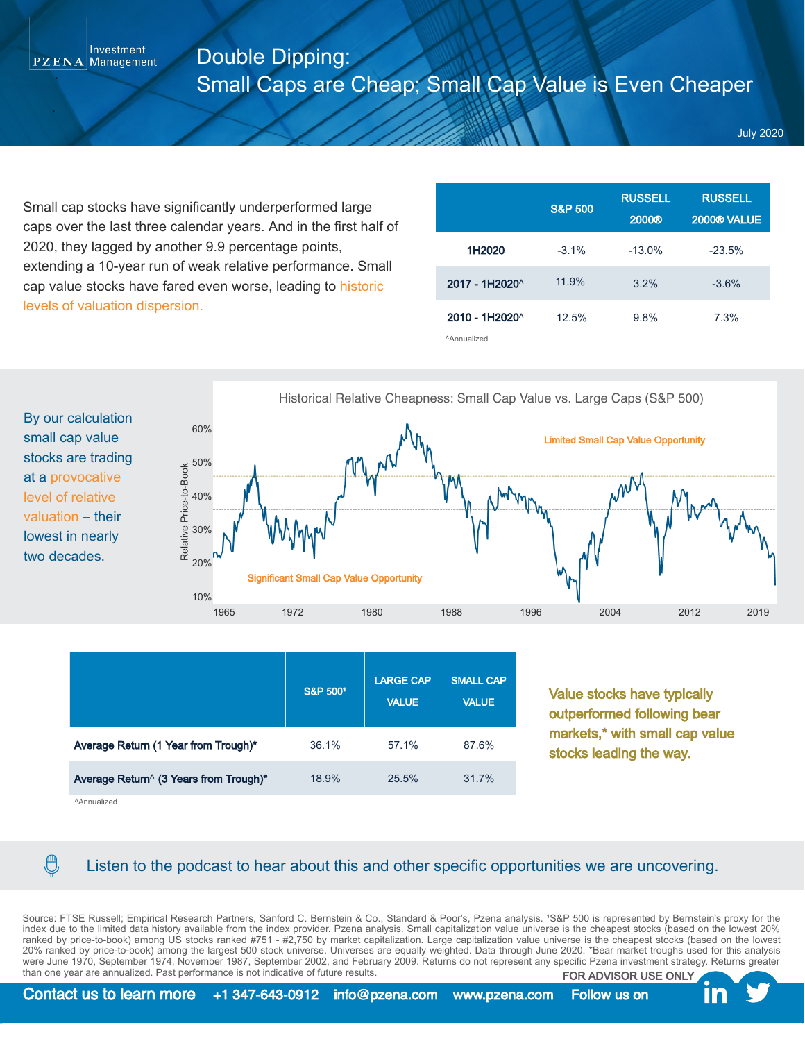PZENA Investment Management

# Double Dipping: Small Caps are Cheap; Small Cap Value is Even Cheaper

July 2020

Small cap stocks have significantly underperformed large caps over the last three calendar years. And in the first half of 2020, they lagged by another 9.9 percentage points, extending a 10-year run of weak relative performance. Small cap value stocks have fared even worse, leading to historic levels of valuation dispersion.

| | S&P 500 | RUSSELL 2000® | RUSSELL 2000® VALUE |
|---|---|---|---|
| 1H2020 | -3.1% | -13.0% | -23.5% |
| 2017 - 1H2020^ | 11.9% | 3.2% | -3.6% |
| 2010 - 1H2020^ | 12.5% | 9.8% | 7.3% |

^Annualized

By our calculation small cap value stocks are trading at a provocative level of relative valuation – their lowest in nearly two decades.

Historical Relative Cheapness: Small Cap Value vs. Large Caps (S&P 500)

Limited Small Cap Value Opportunity

Significant Small Cap Value Opportunity

| | S&P 500[1] | LARGE CAP VALUE | SMALL CAP VALUE |
|---|---|---|---|
| Average Return (1 Year from Trough)* | 36.1% | 57.1% | 87.6% |
| Average Return^ (3 Years from Trough)* | 18.9% | 25.5% | 31.7% |

^Annualized

Value stocks have typically outperformed following bear markets,* with small cap value stocks leading the way.

Listen to the podcast to hear about this and other specific opportunities we are uncovering.

Source: FTSE Russell; Empirical Research Partners, Sanford C. Bernstein & Co., Standard & Poor's, Pzena analysis. [1]S&P 500 is represented by Bernstein's proxy for the index due to the limited data history available from the index provider. Pzena analysis. Small capitalization value universe is the cheapest stocks (based on the lowest 20% ranked by price-to-book) among US stocks ranked #751 - #2,750 by market capitalization. Large capitalization value universe is the cheapest stocks (based on the lowest 20% ranked by price-to-book) among the largest 500 stock universe. Universes are equally weighted. Data through June 2020. *Bear market troughs used for this analysis were June 1970, September 1974, November 1987, September 2002, and February 2009. Returns do not represent any specific Pzena investment strategy. Returns greater than one year are annualized. Past performance is not indicative of future results.

FOR ADVISOR USE ONLY

Contact us to learn more +1 347-643-0912 info@pzena.com www.pzena.com Follow us on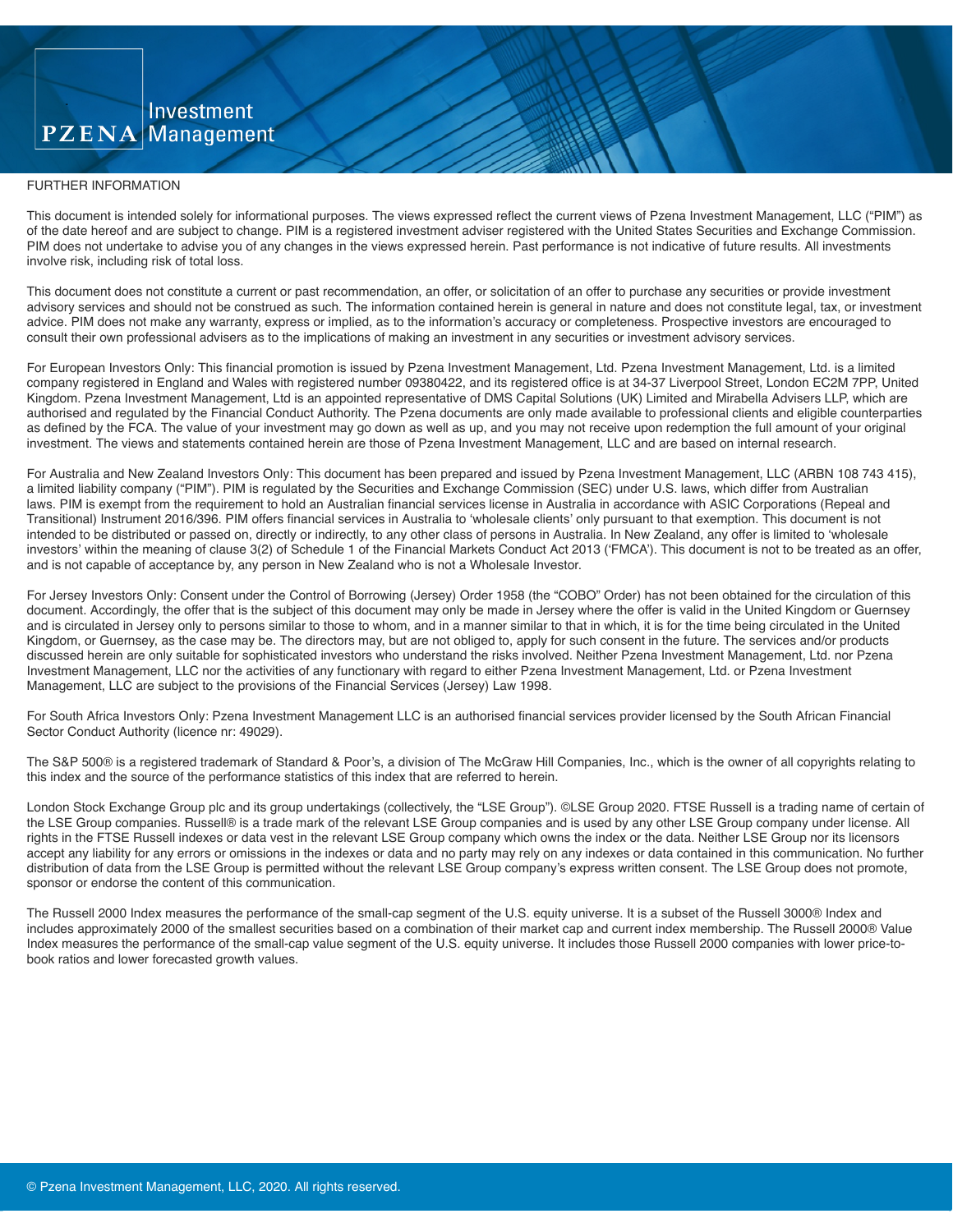# FURTHER INFORMATION

This document is intended solely for informational purposes. The views expressed reflect the current views of Pzena Investment Management, LLC ("PIM") as of the date hereof and are subject to change. PIM is a registered investment adviser registered with the United States Securities and Exchange Commission. PIM does not undertake to advise you of any changes in the views expressed herein. Past performance is not indicative of future results. All investments involve risk, including risk of total loss.

This document does not constitute a current or past recommendation, an offer, or solicitation of an offer to purchase any securities or provide investment advisory services and should not be construed as such. The information contained herein is general in nature and does not constitute legal, tax, or investment advice. PIM does not make any warranty, express or implied, as to the information's accuracy or completeness. Prospective investors are encouraged to consult their own professional advisers as to the implications of making an investment in any securities or investment advisory services.

For European Investors Only: This financial promotion is issued by Pzena Investment Management, Ltd. Pzena Investment Management, Ltd. is a limited company registered in England and Wales with registered number 09380422, and its registered office is at 34-37 Liverpool Street, London EC2M 7PP, United Kingdom. Pzena Investment Management, Ltd is an appointed representative of DMS Capital Solutions (UK) Limited and Mirabella Advisers LLP, which are authorised and regulated by the Financial Conduct Authority. The Pzena documents are only made available to professional clients and eligible counterparties as defined by the FCA. The value of your investment may go down as well as up, and you may not receive upon redemption the full amount of your original investment. The views and statements contained herein are those of Pzena Investment Management, LLC and are based on internal research.

For Australia and New Zealand Investors Only: This document has been prepared and issued by Pzena Investment Management, LLC (ARBN 108 743 415), a limited liability company ("PIM"). PIM is regulated by the Securities and Exchange Commission (SEC) under U.S. laws, which differ from Australian laws. PIM is exempt from the requirement to hold an Australian financial services license in Australia in accordance with ASIC Corporations (Repeal and Transitional) Instrument 2016/396. PIM offers financial services in Australia to 'wholesale clients' only pursuant to that exemption. This document is not intended to be distributed or passed on, directly or indirectly, to any other class of persons in Australia. In New Zealand, any offer is limited to 'wholesale investors' within the meaning of clause 3(2) of Schedule 1 of the Financial Markets Conduct Act 2013 ('FMCA'). This document is not to be treated as an offer, and is not capable of acceptance by, any person in New Zealand who is not a Wholesale Investor.

For Jersey Investors Only: Consent under the Control of Borrowing (Jersey) Order 1958 (the "COBO" Order) has not been obtained for the circulation of this document. Accordingly, the offer that is the subject of this document may only be made in Jersey where the offer is valid in the United Kingdom or Guernsey and is circulated in Jersey only to persons similar to those to whom, and in a manner similar to that in which, it is for the time being circulated in the United Kingdom, or Guernsey, as the case may be. The directors may, but are not obliged to, apply for such consent in the future. The services and/or products discussed herein are only suitable for sophisticated investors who understand the risks involved. Neither Pzena Investment Management, Ltd. nor Pzena Investment Management, LLC nor the activities of any functionary with regard to either Pzena Investment Management, Ltd. or Pzena Investment Management, LLC are subject to the provisions of the Financial Services (Jersey) Law 1998.

For South Africa Investors Only: Pzena Investment Management LLC is an authorised financial services provider licensed by the South African Financial Sector Conduct Authority (licence nr: 49029).

The S&P 500® is a registered trademark of Standard & Poor's, a division of The McGraw Hill Companies, Inc., which is the owner of all copyrights relating to this index and the source of the performance statistics of this index that are referred to herein.

London Stock Exchange Group plc and its group undertakings (collectively, the "LSE Group"). ©LSE Group 2020. FTSE Russell is a trading name of certain of the LSE Group companies. Russell® is a trade mark of the relevant LSE Group companies and is used by any other LSE Group company under license. All rights in the FTSE Russell indexes or data vest in the relevant LSE Group company which owns the index or the data. Neither LSE Group nor its licensors accept any liability for any errors or omissions in the indexes or data and no party may rely on any indexes or data contained in this communication. No further distribution of data from the LSE Group is permitted without the relevant LSE Group company's express written consent. The LSE Group does not promote, sponsor or endorse the content of this communication.

The Russell 2000 Index measures the performance of the small-cap segment of the U.S. equity universe. It is a subset of the Russell 3000® Index and includes approximately 2000 of the smallest securities based on a combination of their market cap and current index membership. The Russell 2000® Value Index measures the performance of the small-cap value segment of the U.S. equity universe. It includes those Russell 2000 companies with lower price-to-book ratios and lower forecasted growth values.

© Pzena Investment Management, LLC, 2020. All rights reserved.